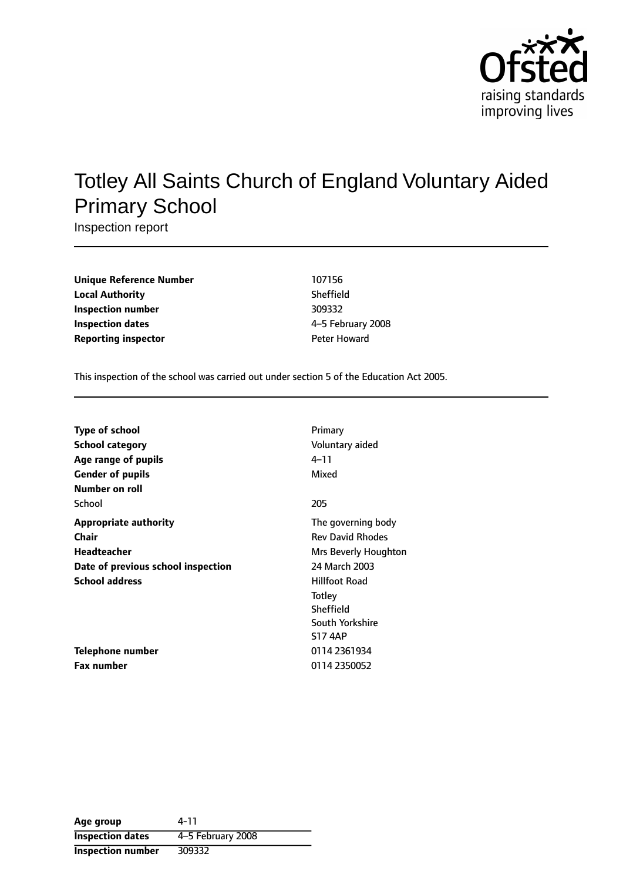# Totley All Saints Church of England Voluntary Aided Primary School

Inspection report

| | |
|---|---|
| **Unique Reference Number** | 107156 |
| **Local Authority** | Sheffield |
| **Inspection number** | 309332 |
| **Inspection dates** | 4–5 February 2008 |
| **Reporting inspector** | Peter Howard |

This inspection of the school was carried out under section 5 of the Education Act 2005.

| | |
|---|---|
| **Type of school** | Primary |
| **School category** | Voluntary aided |
| **Age range of pupils** | 4–11 |
| **Gender of pupils** | Mixed |
| **Number on roll** | |
| School | 205 |
| **Appropriate authority** | The governing body |
| **Chair** | Rev David Rhodes |
| **Headteacher** | Mrs Beverly Houghton |
| **Date of previous school inspection** | 24 March 2003 |
| **School address** | Hillfoot Road<br>Totley<br>Sheffield<br>South Yorkshire<br>S17 4AP |
| **Telephone number** | 0114 2361934 |
| **Fax number** | 0114 2350052 |

| | |
|---|---|
| **Age group** | 4-11 |
| **Inspection dates** | 4–5 February 2008 |
| **Inspection number** | 309332 |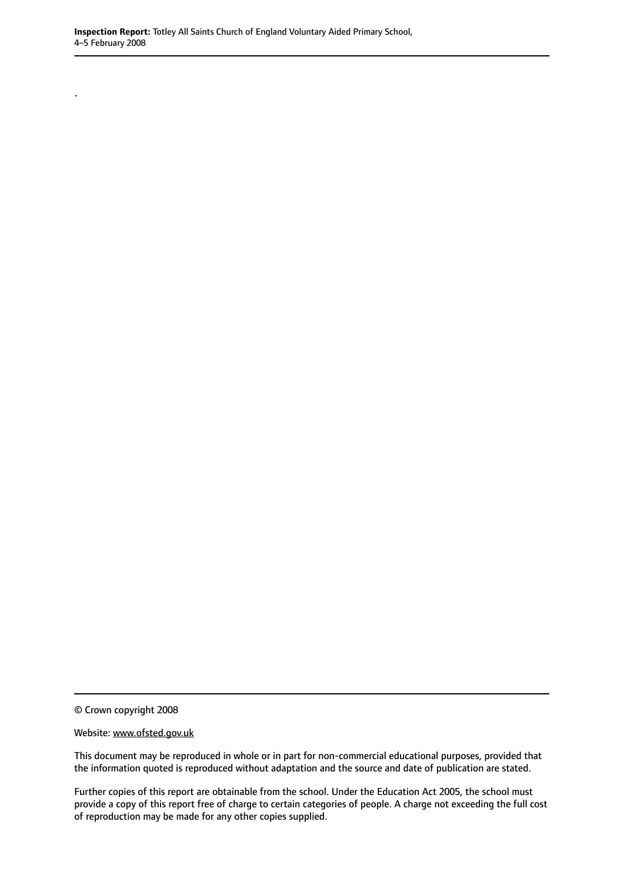.

© Crown copyright 2008

Website: www.ofsted.gov.uk

This document may be reproduced in whole or in part for non-commercial educational purposes, provided that the information quoted is reproduced without adaptation and the source and date of publication are stated.

Further copies of this report are obtainable from the school. Under the Education Act 2005, the school must provide a copy of this report free of charge to certain categories of people. A charge not exceeding the full cost of reproduction may be made for any other copies supplied.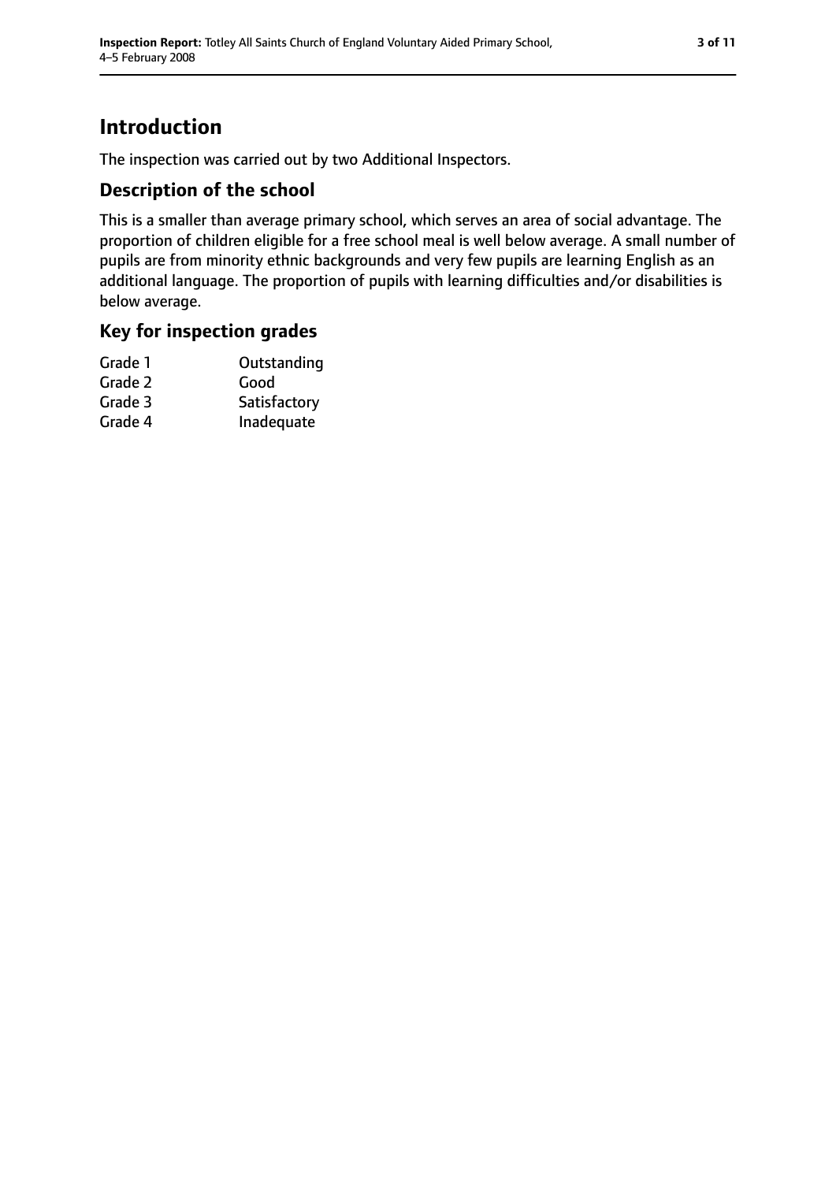# Introduction

The inspection was carried out by two Additional Inspectors.

## Description of the school

This is a smaller than average primary school, which serves an area of social advantage. The proportion of children eligible for a free school meal is well below average. A small number of pupils are from minority ethnic backgrounds and very few pupils are learning English as an additional language. The proportion of pupils with learning difficulties and/or disabilities is below average.

## Key for inspection grades

| | |
|---|---|
| Grade 1 | Outstanding |
| Grade 2 | Good |
| Grade 3 | Satisfactory |
| Grade 4 | Inadequate |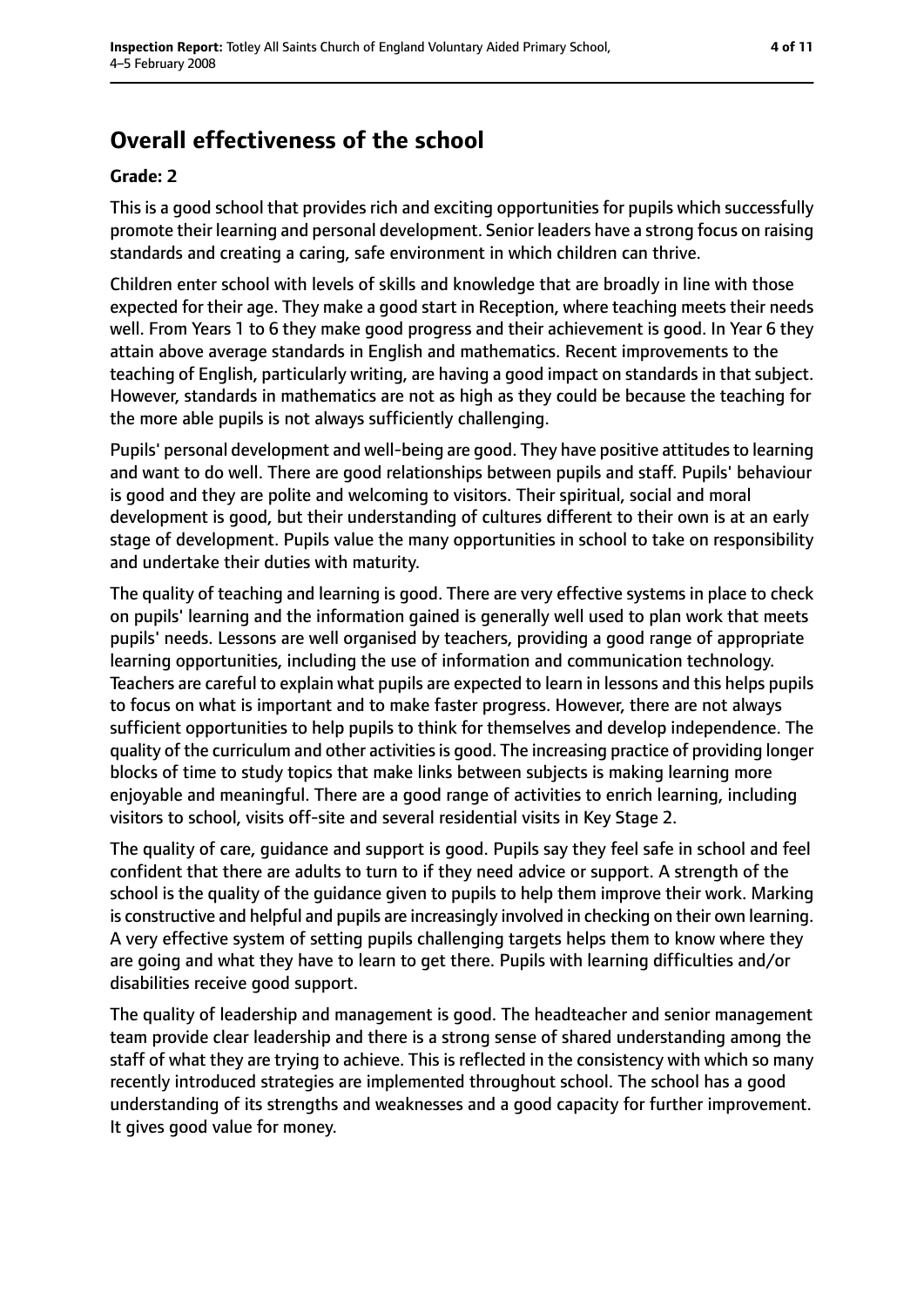# Overall effectiveness of the school

**Grade: 2**

This is a good school that provides rich and exciting opportunities for pupils which successfully promote their learning and personal development. Senior leaders have a strong focus on raising standards and creating a caring, safe environment in which children can thrive.

Children enter school with levels of skills and knowledge that are broadly in line with those expected for their age. They make a good start in Reception, where teaching meets their needs well. From Years 1 to 6 they make good progress and their achievement is good. In Year 6 they attain above average standards in English and mathematics. Recent improvements to the teaching of English, particularly writing, are having a good impact on standards in that subject. However, standards in mathematics are not as high as they could be because the teaching for the more able pupils is not always sufficiently challenging.

Pupils' personal development and well-being are good. They have positive attitudes to learning and want to do well. There are good relationships between pupils and staff. Pupils' behaviour is good and they are polite and welcoming to visitors. Their spiritual, social and moral development is good, but their understanding of cultures different to their own is at an early stage of development. Pupils value the many opportunities in school to take on responsibility and undertake their duties with maturity.

The quality of teaching and learning is good. There are very effective systems in place to check on pupils' learning and the information gained is generally well used to plan work that meets pupils' needs. Lessons are well organised by teachers, providing a good range of appropriate learning opportunities, including the use of information and communication technology. Teachers are careful to explain what pupils are expected to learn in lessons and this helps pupils to focus on what is important and to make faster progress. However, there are not always sufficient opportunities to help pupils to think for themselves and develop independence. The quality of the curriculum and other activities is good. The increasing practice of providing longer blocks of time to study topics that make links between subjects is making learning more enjoyable and meaningful. There are a good range of activities to enrich learning, including visitors to school, visits off-site and several residential visits in Key Stage 2.

The quality of care, guidance and support is good. Pupils say they feel safe in school and feel confident that there are adults to turn to if they need advice or support. A strength of the school is the quality of the guidance given to pupils to help them improve their work. Marking is constructive and helpful and pupils are increasingly involved in checking on their own learning. A very effective system of setting pupils challenging targets helps them to know where they are going and what they have to learn to get there. Pupils with learning difficulties and/or disabilities receive good support.

The quality of leadership and management is good. The headteacher and senior management team provide clear leadership and there is a strong sense of shared understanding among the staff of what they are trying to achieve. This is reflected in the consistency with which so many recently introduced strategies are implemented throughout school. The school has a good understanding of its strengths and weaknesses and a good capacity for further improvement. It gives good value for money.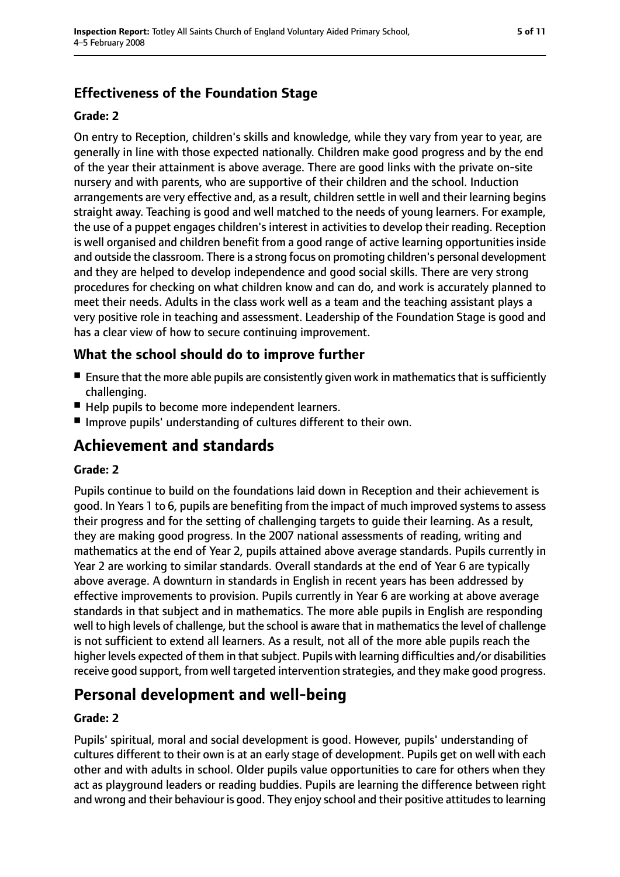### Effectiveness of the Foundation Stage

#### Grade: 2

On entry to Reception, children's skills and knowledge, while they vary from year to year, are generally in line with those expected nationally. Children make good progress and by the end of the year their attainment is above average. There are good links with the private on-site nursery and with parents, who are supportive of their children and the school. Induction arrangements are very effective and, as a result, children settle in well and their learning begins straight away. Teaching is good and well matched to the needs of young learners. For example, the use of a puppet engages children's interest in activities to develop their reading. Reception is well organised and children benefit from a good range of active learning opportunities inside and outside the classroom. There is a strong focus on promoting children's personal development and they are helped to develop independence and good social skills. There are very strong procedures for checking on what children know and can do, and work is accurately planned to meet their needs. Adults in the class work well as a team and the teaching assistant plays a very positive role in teaching and assessment. Leadership of the Foundation Stage is good and has a clear view of how to secure continuing improvement.

### What the school should do to improve further

- Ensure that the more able pupils are consistently given work in mathematics that is sufficiently challenging.
- Help pupils to become more independent learners.
- Improve pupils' understanding of cultures different to their own.

## Achievement and standards

#### Grade: 2

Pupils continue to build on the foundations laid down in Reception and their achievement is good. In Years 1 to 6, pupils are benefiting from the impact of much improved systems to assess their progress and for the setting of challenging targets to guide their learning. As a result, they are making good progress. In the 2007 national assessments of reading, writing and mathematics at the end of Year 2, pupils attained above average standards. Pupils currently in Year 2 are working to similar standards. Overall standards at the end of Year 6 are typically above average. A downturn in standards in English in recent years has been addressed by effective improvements to provision. Pupils currently in Year 6 are working at above average standards in that subject and in mathematics. The more able pupils in English are responding well to high levels of challenge, but the school is aware that in mathematics the level of challenge is not sufficient to extend all learners. As a result, not all of the more able pupils reach the higher levels expected of them in that subject. Pupils with learning difficulties and/or disabilities receive good support, from well targeted intervention strategies, and they make good progress.

## Personal development and well-being

#### Grade: 2

Pupils' spiritual, moral and social development is good. However, pupils' understanding of cultures different to their own is at an early stage of development. Pupils get on well with each other and with adults in school. Older pupils value opportunities to care for others when they act as playground leaders or reading buddies. Pupils are learning the difference between right and wrong and their behaviour is good. They enjoy school and their positive attitudes to learning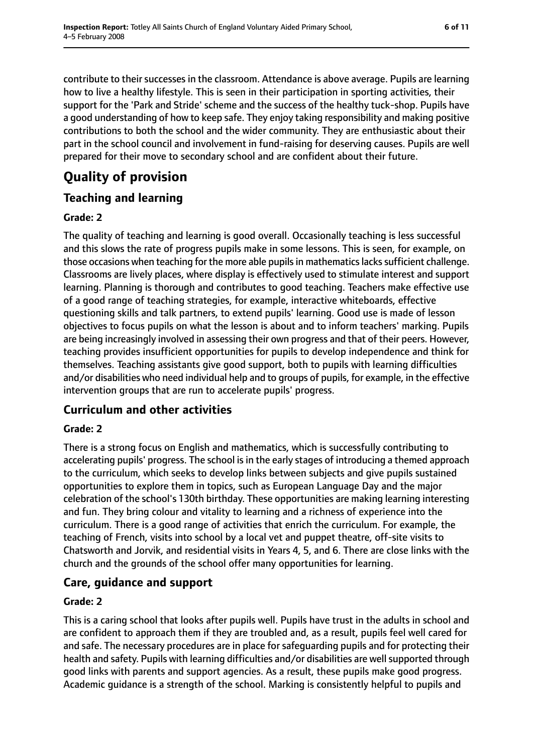contribute to their successes in the classroom. Attendance is above average. Pupils are learning how to live a healthy lifestyle. This is seen in their participation in sporting activities, their support for the 'Park and Stride' scheme and the success of the healthy tuck-shop. Pupils have a good understanding of how to keep safe. They enjoy taking responsibility and making positive contributions to both the school and the wider community. They are enthusiastic about their part in the school council and involvement in fund-raising for deserving causes. Pupils are well prepared for their move to secondary school and are confident about their future.

# Quality of provision

## Teaching and learning

### Grade: 2

The quality of teaching and learning is good overall. Occasionally teaching is less successful and this slows the rate of progress pupils make in some lessons. This is seen, for example, on those occasions when teaching for the more able pupils in mathematics lacks sufficient challenge. Classrooms are lively places, where display is effectively used to stimulate interest and support learning. Planning is thorough and contributes to good teaching. Teachers make effective use of a good range of teaching strategies, for example, interactive whiteboards, effective questioning skills and talk partners, to extend pupils' learning. Good use is made of lesson objectives to focus pupils on what the lesson is about and to inform teachers' marking. Pupils are being increasingly involved in assessing their own progress and that of their peers. However, teaching provides insufficient opportunities for pupils to develop independence and think for themselves. Teaching assistants give good support, both to pupils with learning difficulties and/or disabilities who need individual help and to groups of pupils, for example, in the effective intervention groups that are run to accelerate pupils' progress.

## Curriculum and other activities

### Grade: 2

There is a strong focus on English and mathematics, which is successfully contributing to accelerating pupils' progress. The school is in the early stages of introducing a themed approach to the curriculum, which seeks to develop links between subjects and give pupils sustained opportunities to explore them in topics, such as European Language Day and the major celebration of the school's 130th birthday. These opportunities are making learning interesting and fun. They bring colour and vitality to learning and a richness of experience into the curriculum. There is a good range of activities that enrich the curriculum. For example, the teaching of French, visits into school by a local vet and puppet theatre, off-site visits to Chatsworth and Jorvik, and residential visits in Years 4, 5, and 6. There are close links with the church and the grounds of the school offer many opportunities for learning.

## Care, guidance and support

### Grade: 2

This is a caring school that looks after pupils well. Pupils have trust in the adults in school and are confident to approach them if they are troubled and, as a result, pupils feel well cared for and safe. The necessary procedures are in place for safeguarding pupils and for protecting their health and safety. Pupils with learning difficulties and/or disabilities are well supported through good links with parents and support agencies. As a result, these pupils make good progress. Academic guidance is a strength of the school. Marking is consistently helpful to pupils and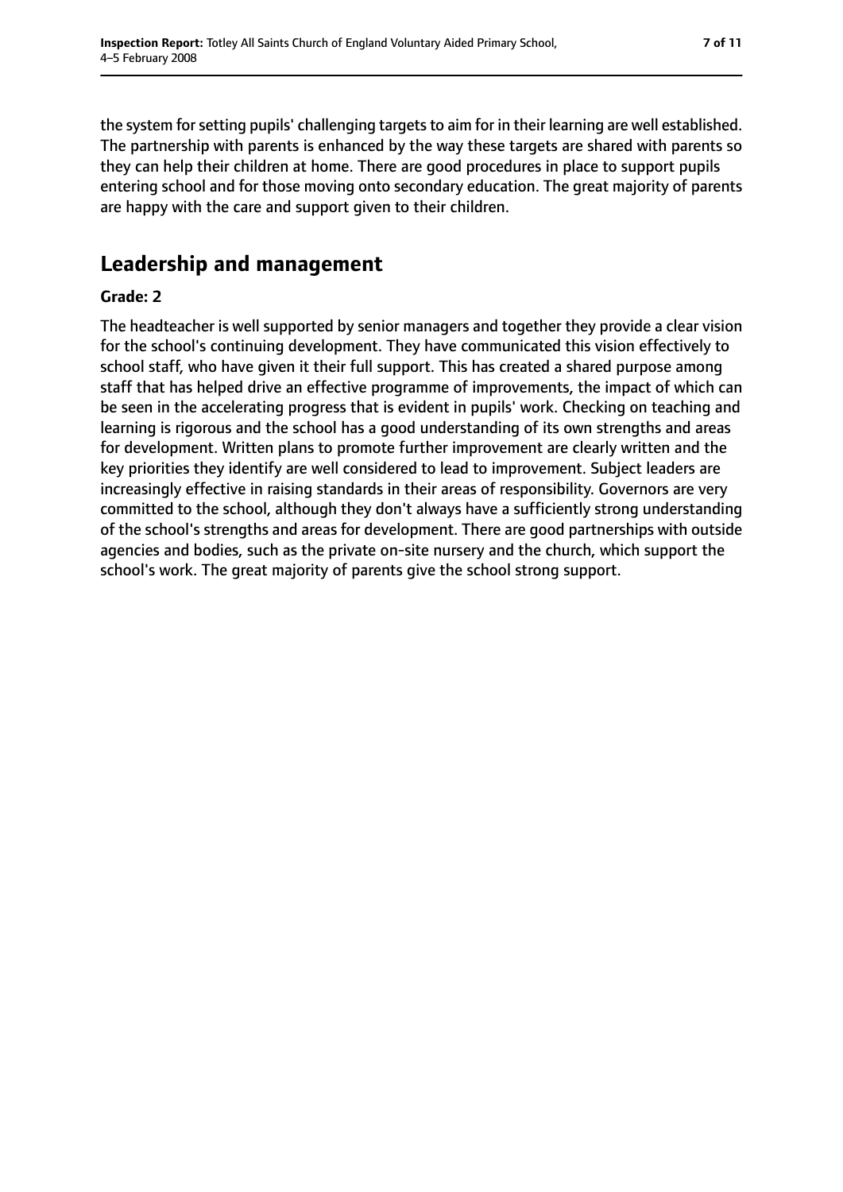the system for setting pupils' challenging targets to aim for in their learning are well established. The partnership with parents is enhanced by the way these targets are shared with parents so they can help their children at home. There are good procedures in place to support pupils entering school and for those moving onto secondary education. The great majority of parents are happy with the care and support given to their children.

## Leadership and management

**Grade: 2**

The headteacher is well supported by senior managers and together they provide a clear vision for the school's continuing development. They have communicated this vision effectively to school staff, who have given it their full support. This has created a shared purpose among staff that has helped drive an effective programme of improvements, the impact of which can be seen in the accelerating progress that is evident in pupils' work. Checking on teaching and learning is rigorous and the school has a good understanding of its own strengths and areas for development. Written plans to promote further improvement are clearly written and the key priorities they identify are well considered to lead to improvement. Subject leaders are increasingly effective in raising standards in their areas of responsibility. Governors are very committed to the school, although they don't always have a sufficiently strong understanding of the school's strengths and areas for development. There are good partnerships with outside agencies and bodies, such as the private on-site nursery and the church, which support the school's work. The great majority of parents give the school strong support.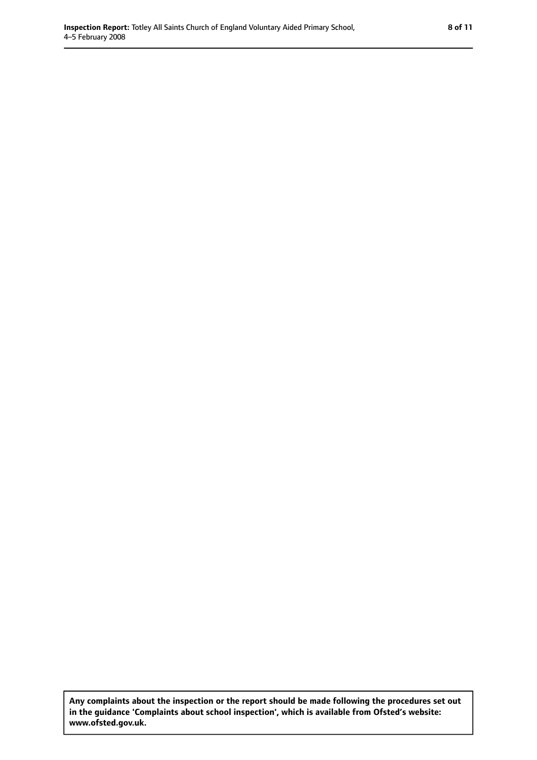**Any complaints about the inspection or the report should be made following the procedures set out in the guidance 'Complaints about school inspection', which is available from Ofsted's website: www.ofsted.gov.uk.**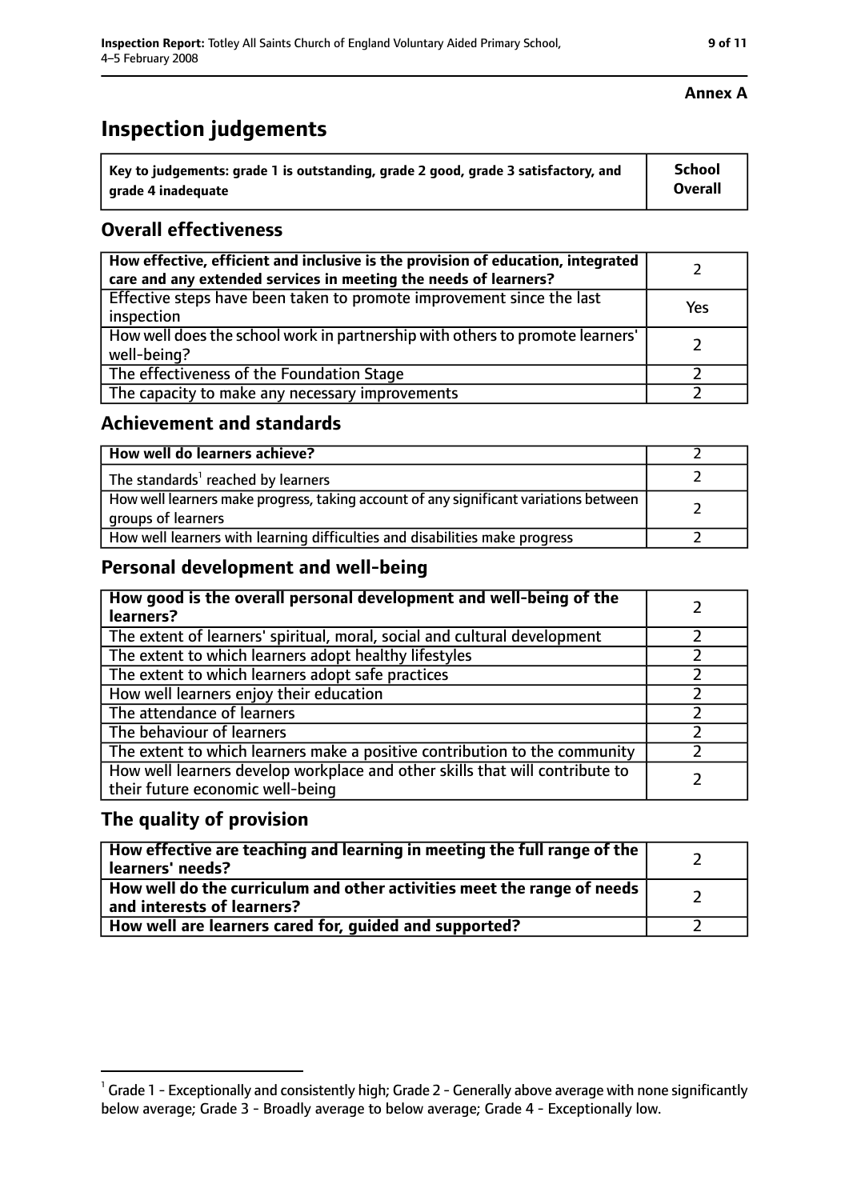**Annex A**

# Inspection judgements

| Key to judgements: grade 1 is outstanding, grade 2 good, grade 3 satisfactory, and grade 4 inadequate | School Overall |
|---|---|

## Overall effectiveness

| | |
|---|---|
| How effective, efficient and inclusive is the provision of education, integrated care and any extended services in meeting the needs of learners? | 2 |
| Effective steps have been taken to promote improvement since the last inspection | Yes |
| How well does the school work in partnership with others to promote learners' well-being? | 2 |
| The effectiveness of the Foundation Stage | 2 |
| The capacity to make any necessary improvements | 2 |

## Achievement and standards

| | |
|---|---|
| **How well do learners achieve?** | 2 |
| The standards[1] reached by learners | 2 |
| How well learners make progress, taking account of any significant variations between groups of learners | 2 |
| How well learners with learning difficulties and disabilities make progress | 2 |

## Personal development and well-being

| | |
|---|---|
| **How good is the overall personal development and well-being of the learners?** | 2 |
| The extent of learners' spiritual, moral, social and cultural development | 2 |
| The extent to which learners adopt healthy lifestyles | 2 |
| The extent to which learners adopt safe practices | 2 |
| How well learners enjoy their education | 2 |
| The attendance of learners | 2 |
| The behaviour of learners | 2 |
| The extent to which learners make a positive contribution to the community | 2 |
| How well learners develop workplace and other skills that will contribute to their future economic well-being | 2 |

## The quality of provision

| | |
|---|---|
| **How effective are teaching and learning in meeting the full range of the learners' needs?** | 2 |
| **How well do the curriculum and other activities meet the range of needs and interests of learners?** | 2 |
| **How well are learners cared for, guided and supported?** | 2 |

[1] Grade 1 - Exceptionally and consistently high; Grade 2 - Generally above average with none significantly below average; Grade 3 - Broadly average to below average; Grade 4 - Exceptionally low.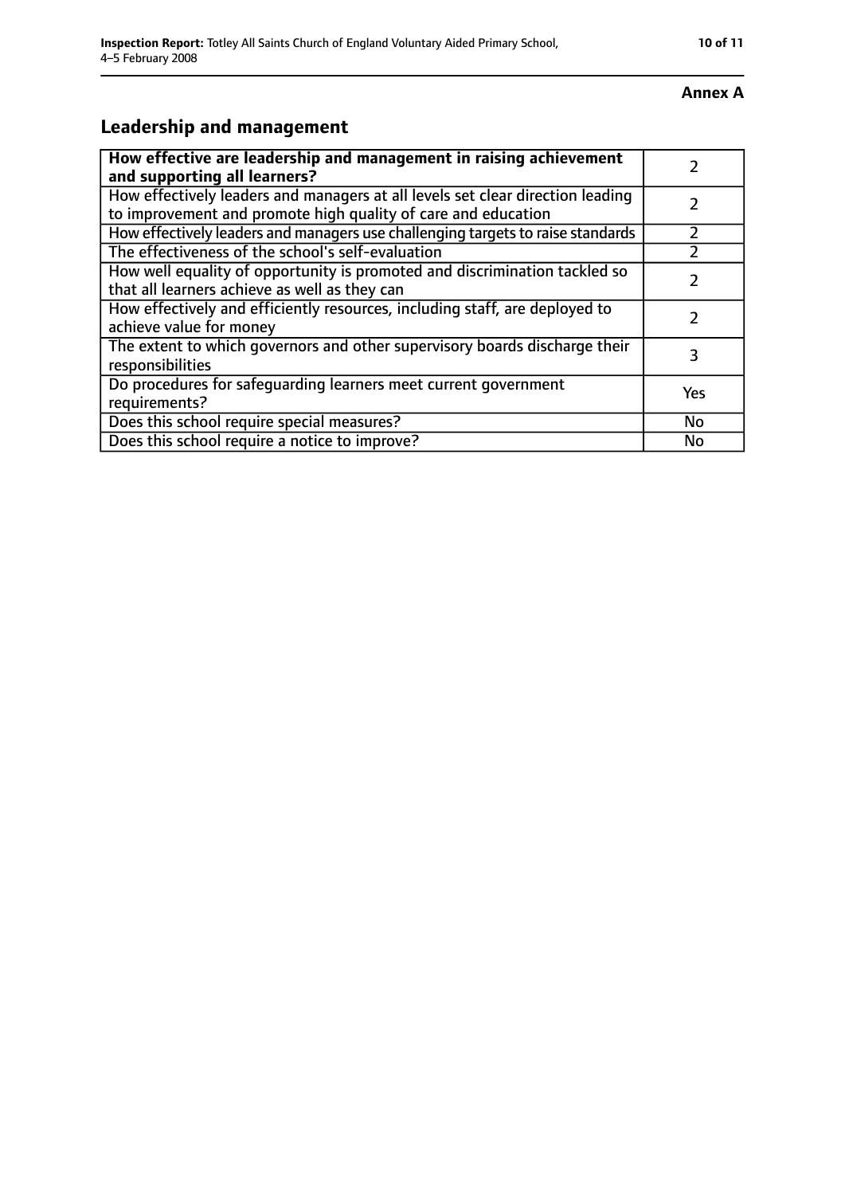**Annex A**

## Leadership and management

| **How effective are leadership and management in raising achievement and supporting all learners?** | 2 |
|---|---|
| How effectively leaders and managers at all levels set clear direction leading to improvement and promote high quality of care and education | 2 |
| How effectively leaders and managers use challenging targets to raise standards | 2 |
| The effectiveness of the school's self-evaluation | 2 |
| How well equality of opportunity is promoted and discrimination tackled so that all learners achieve as well as they can | 2 |
| How effectively and efficiently resources, including staff, are deployed to achieve value for money | 2 |
| The extent to which governors and other supervisory boards discharge their responsibilities | 3 |
| Do procedures for safeguarding learners meet current government requirements? | Yes |
| Does this school require special measures? | No |
| Does this school require a notice to improve? | No |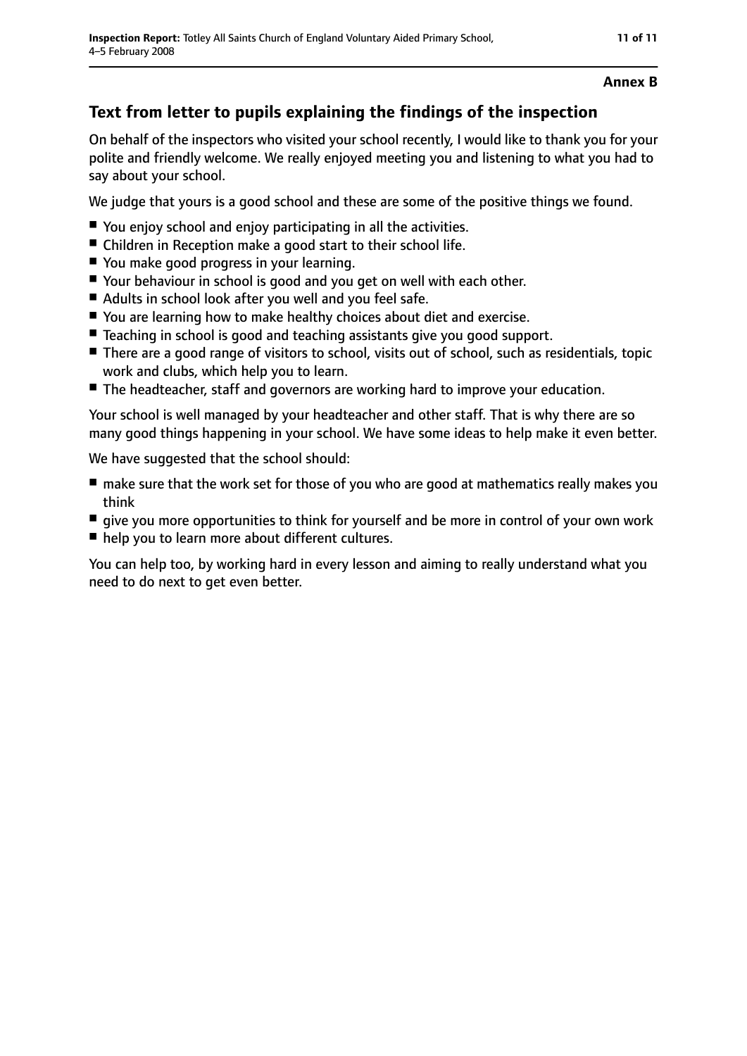**Annex B**

## Text from letter to pupils explaining the findings of the inspection

On behalf of the inspectors who visited your school recently, I would like to thank you for your polite and friendly welcome. We really enjoyed meeting you and listening to what you had to say about your school.

We judge that yours is a good school and these are some of the positive things we found.

- You enjoy school and enjoy participating in all the activities.
- Children in Reception make a good start to their school life.
- You make good progress in your learning.
- Your behaviour in school is good and you get on well with each other.
- Adults in school look after you well and you feel safe.
- You are learning how to make healthy choices about diet and exercise.
- Teaching in school is good and teaching assistants give you good support.
- There are a good range of visitors to school, visits out of school, such as residentials, topic work and clubs, which help you to learn.
- The headteacher, staff and governors are working hard to improve your education.

Your school is well managed by your headteacher and other staff. That is why there are so many good things happening in your school. We have some ideas to help make it even better.

We have suggested that the school should:

- make sure that the work set for those of you who are good at mathematics really makes you think
- give you more opportunities to think for yourself and be more in control of your own work
- help you to learn more about different cultures.

You can help too, by working hard in every lesson and aiming to really understand what you need to do next to get even better.